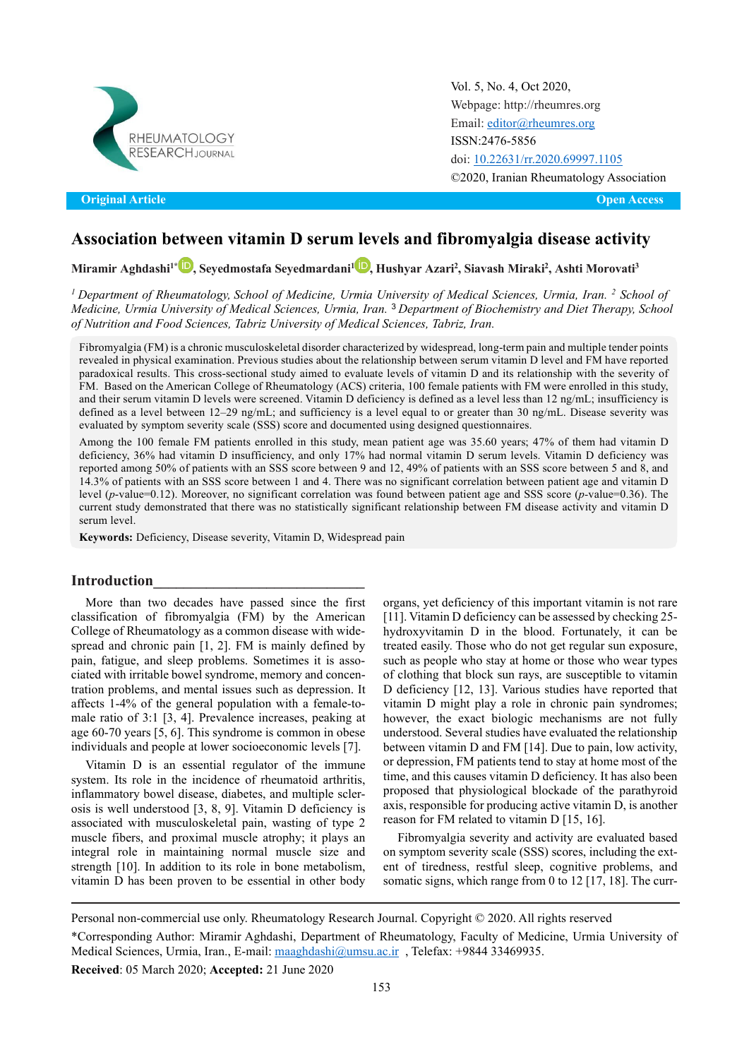Original Article

Open Access

# Association between vitamin D serum levels and fibromyalgia disease activity

**Miramir Aghdashi[1]*, Seyedmostafa Seyedmardani[1], Hushyar Azari[2], Siavash Miraki[2], Ashti Morovati[3]**

*[1] Department of Rheumatology, School of Medicine, Urmia University of Medical Sciences, Urmia, Iran. [2] School of Medicine, Urmia University of Medical Sciences, Urmia, Iran. [3] Department of Biochemistry and Diet Therapy, School of Nutrition and Food Sciences, Tabriz University of Medical Sciences, Tabriz, Iran.*

Fibromyalgia (FM) is a chronic musculoskeletal disorder characterized by widespread, long-term pain and multiple tender points revealed in physical examination. Previous studies about the relationship between serum vitamin D level and FM have reported paradoxical results. This cross-sectional study aimed to evaluate levels of vitamin D and its relationship with the severity of FM. Based on the American College of Rheumatology (ACS) criteria, 100 female patients with FM were enrolled in this study, and their serum vitamin D levels were screened. Vitamin D deficiency is defined as a level less than 12 ng/mL; insufficiency is defined as a level between 12–29 ng/mL; and sufficiency is a level equal to or greater than 30 ng/mL. Disease severity was evaluated by symptom severity scale (SSS) score and documented using designed questionnaires.

Among the 100 female FM patients enrolled in this study, mean patient age was 35.60 years; 47% of them had vitamin D deficiency, 36% had vitamin D insufficiency, and only 17% had normal vitamin D serum levels. Vitamin D deficiency was reported among 50% of patients with an SSS score between 9 and 12, 49% of patients with an SSS score between 5 and 8, and 14.3% of patients with an SSS score between 1 and 4. There was no significant correlation between patient age and vitamin D level (*p*-value=0.12). Moreover, no significant correlation was found between patient age and SSS score (*p*-value=0.36). The current study demonstrated that there was no statistically significant relationship between FM disease activity and vitamin D serum level.

**Keywords:** Deficiency, Disease severity, Vitamin D, Widespread pain

## Introduction

More than two decades have passed since the first classification of fibromyalgia (FM) by the American College of Rheumatology as a common disease with widespread and chronic pain [1, 2]. FM is mainly defined by pain, fatigue, and sleep problems. Sometimes it is associated with irritable bowel syndrome, memory and concentration problems, and mental issues such as depression. It affects 1-4% of the general population with a female-to-male ratio of 3:1 [3, 4]. Prevalence increases, peaking at age 60-70 years [5, 6]. This syndrome is common in obese individuals and people at lower socioeconomic levels [7].

Vitamin D is an essential regulator of the immune system. Its role in the incidence of rheumatoid arthritis, inflammatory bowel disease, diabetes, and multiple sclerosis is well understood [3, 8, 9]. Vitamin D deficiency is associated with musculoskeletal pain, wasting of type 2 muscle fibers, and proximal muscle atrophy; it plays an integral role in maintaining normal muscle size and strength [10]. In addition to its role in bone metabolism, vitamin D has been proven to be essential in other body organs, yet deficiency of this important vitamin is not rare [11]. Vitamin D deficiency can be assessed by checking 25-hydroxyvitamin D in the blood. Fortunately, it can be treated easily. Those who do not get regular sun exposure, such as people who stay at home or those who wear types of clothing that block sun rays, are susceptible to vitamin D deficiency [12, 13]. Various studies have reported that vitamin D might play a role in chronic pain syndromes; however, the exact biologic mechanisms are not fully understood. Several studies have evaluated the relationship between vitamin D and FM [14]. Due to pain, low activity, or depression, FM patients tend to stay at home most of the time, and this causes vitamin D deficiency. It has also been proposed that physiological blockade of the parathyroid axis, responsible for producing active vitamin D, is another reason for FM related to vitamin D [15, 16].

Fibromyalgia severity and activity are evaluated based on symptom severity scale (SSS) scores, including the extent of tiredness, restful sleep, cognitive problems, and somatic signs, which range from 0 to 12 [17, 18]. The curr-

Personal non-commercial use only. Rheumatology Research Journal. Copyright © 2020. All rights reserved

*Corresponding Author: Miramir Aghdashi, Department of Rheumatology, Faculty of Medicine, Urmia University of Medical Sciences, Urmia, Iran., E-mail: maaghdashi@umsu.ac.ir , Telefax: +9844 33469935.

**Received**: 05 March 2020; **Accepted:** 21 June 2020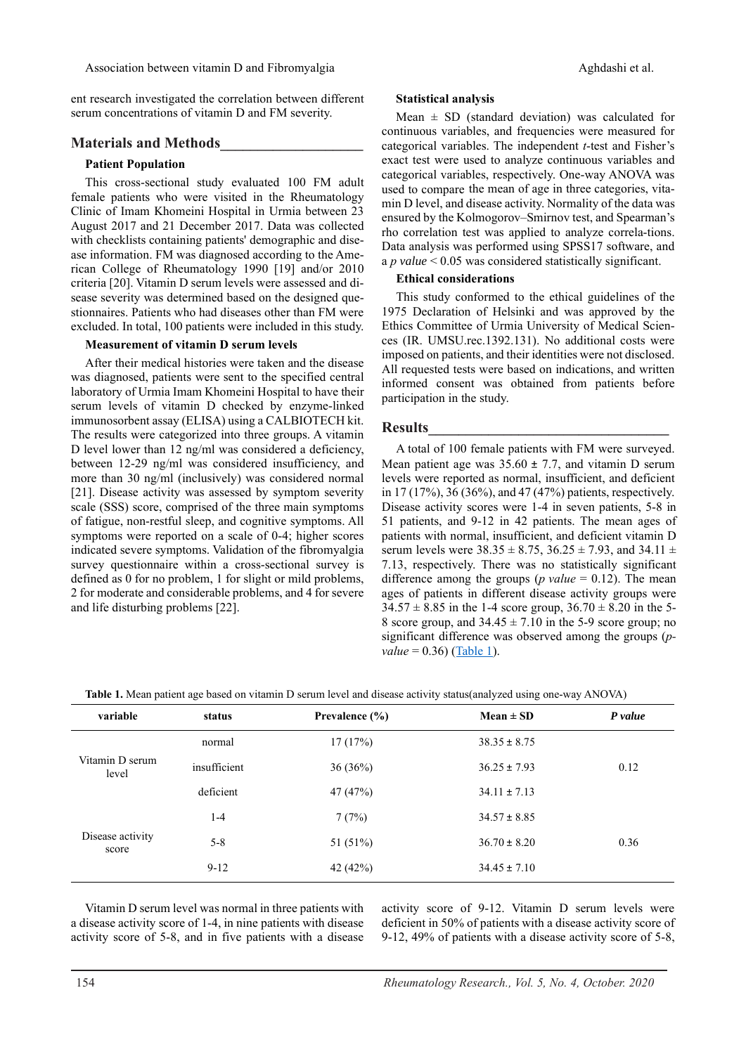ent research investigated the correlation between different serum concentrations of vitamin D and FM severity.

## Materials and Methods

### Patient Population

This cross-sectional study evaluated 100 FM adult female patients who were visited in the Rheumatology Clinic of Imam Khomeini Hospital in Urmia between 23 August 2017 and 21 December 2017. Data was collected with checklists containing patients' demographic and disease information. FM was diagnosed according to the American College of Rheumatology 1990 [19] and/or 2010 criteria [20]. Vitamin D serum levels were assessed and disease severity was determined based on the designed questionnaires. Patients who had diseases other than FM were excluded. In total, 100 patients were included in this study.

### Measurement of vitamin D serum levels

After their medical histories were taken and the disease was diagnosed, patients were sent to the specified central laboratory of Urmia Imam Khomeini Hospital to have their serum levels of vitamin D checked by enzyme-linked immunosorbent assay (ELISA) using a CALBIOTECH kit. The results were categorized into three groups. A vitamin D level lower than 12 ng/ml was considered a deficiency, between 12-29 ng/ml was considered insufficiency, and more than 30 ng/ml (inclusively) was considered normal [21]. Disease activity was assessed by symptom severity scale (SSS) score, comprised of the three main symptoms of fatigue, non-restful sleep, and cognitive symptoms. All symptoms were reported on a scale of 0-4; higher scores indicated severe symptoms. Validation of the fibromyalgia survey questionnaire within a cross-sectional survey is defined as 0 for no problem, 1 for slight or mild problems, 2 for moderate and considerable problems, and 4 for severe and life disturbing problems [22].

### Statistical analysis

Mean ± SD (standard deviation) was calculated for continuous variables, and frequencies were measured for categorical variables. The independent *t*-test and Fisher's exact test were used to analyze continuous variables and categorical variables, respectively. One-way ANOVA was used to compare the mean of age in three categories, vitamin D level, and disease activity. Normality of the data was ensured by the Kolmogorov–Smirnov test, and Spearman's rho correlation test was applied to analyze correla-tions. Data analysis was performed using SPSS17 software, and a *p value* < 0.05 was considered statistically significant.

### Ethical considerations

This study conformed to the ethical guidelines of the 1975 Declaration of Helsinki and was approved by the Ethics Committee of Urmia University of Medical Sciences (IR. UMSU.rec.1392.131). No additional costs were imposed on patients, and their identities were not disclosed. All requested tests were based on indications, and written informed consent was obtained from patients before participation in the study.

## Results

A total of 100 female patients with FM were surveyed. Mean patient age was 35.60 ± 7.7, and vitamin D serum levels were reported as normal, insufficient, and deficient in 17 (17%), 36 (36%), and 47 (47%) patients, respectively. Disease activity scores were 1-4 in seven patients, 5-8 in 51 patients, and 9-12 in 42 patients. The mean ages of patients with normal, insufficient, and deficient vitamin D serum levels were 38.35 ± 8.75, 36.25 ± 7.93, and 34.11 ± 7.13, respectively. There was no statistically significant difference among the groups (*p value* = 0.12). The mean ages of patients in different disease activity groups were 34.57 ± 8.85 in the 1-4 score group, 36.70 ± 8.20 in the 5-8 score group, and 34.45 ± 7.10 in the 5-9 score group; no significant difference was observed among the groups (*p-value* = 0.36) (Table 1).

**Table 1.** Mean patient age based on vitamin D serum level and disease activity status(analyzed using one-way ANOVA)

| variable | status | Prevalence (%) | Mean ± SD | *P value* |
|---|---|---|---|---|
| Vitamin D serum level | normal | 17 (17%) | 38.35 ± 8.75 | 0.12 |
| | insufficient | 36 (36%) | 36.25 ± 7.93 | |
| | deficient | 47 (47%) | 34.11 ± 7.13 | |
| Disease activity score | 1-4 | 7 (7%) | 34.57 ± 8.85 | 0.36 |
| | 5-8 | 51 (51%) | 36.70 ± 8.20 | |
| | 9-12 | 42 (42%) | 34.45 ± 7.10 | |

Vitamin D serum level was normal in three patients with a disease activity score of 1-4, in nine patients with disease activity score of 5-8, and in five patients with a disease activity score of 9-12. Vitamin D serum levels were deficient in 50% of patients with a disease activity score of 9-12, 49% of patients with a disease activity score of 5-8,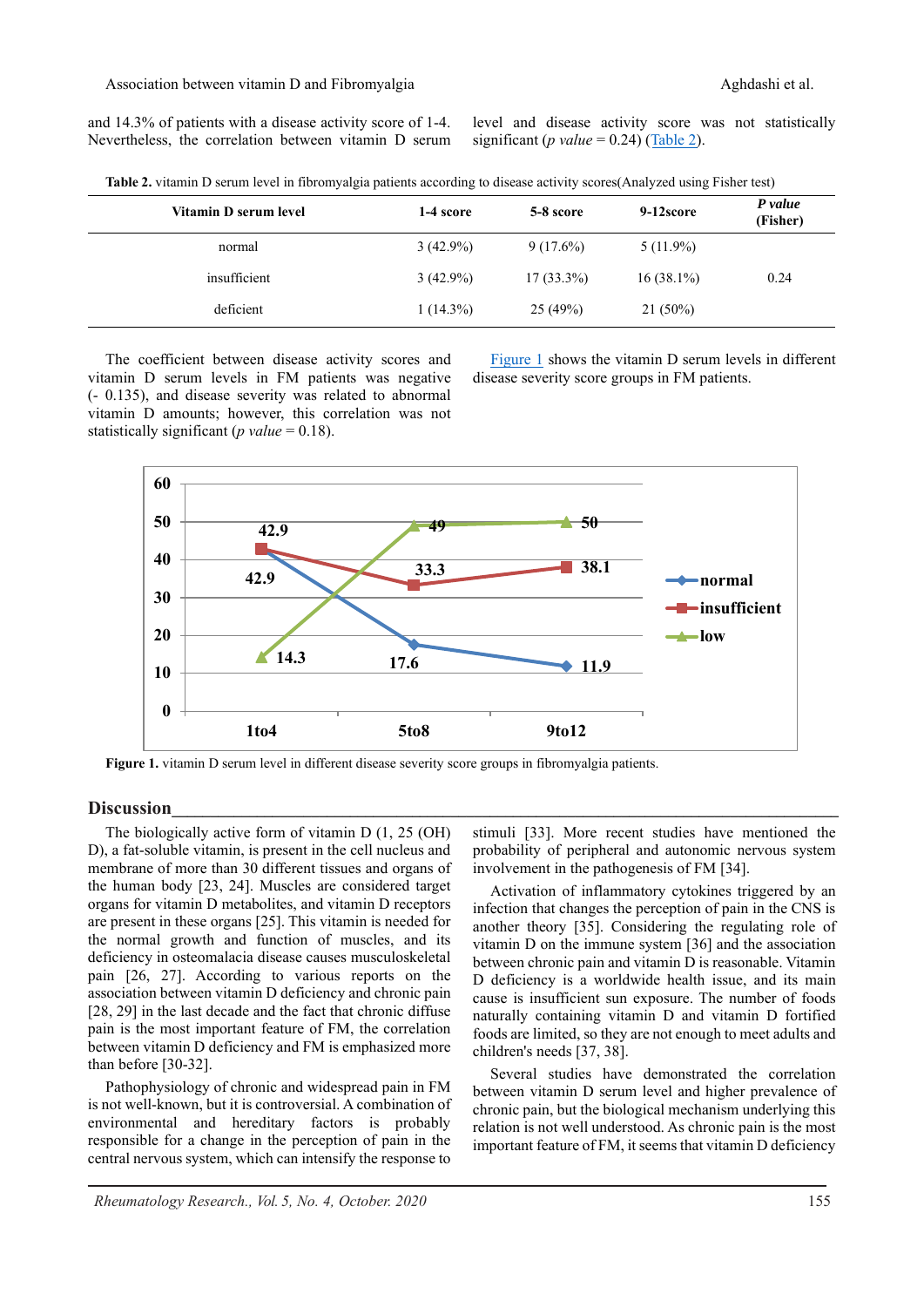and 14.3% of patients with a disease activity score of 1-4. Nevertheless, the correlation between vitamin D serum level and disease activity score was not statistically significant (*p value* = 0.24) (Table 2).

**Table 2.** vitamin D serum level in fibromyalgia patients according to disease activity scores(Analyzed using Fisher test)

| Vitamin D serum level | 1-4 score | 5-8 score | 9-12score | *P value* (Fisher) |
|---|---|---|---|---|
| normal | 3 (42.9%) | 9 (17.6%) | 5 (11.9%) | |
| insufficient | 3 (42.9%) | 17 (33.3%) | 16 (38.1%) | 0.24 |
| deficient | 1 (14.3%) | 25 (49%) | 21 (50%) | |

The coefficient between disease activity scores and vitamin D serum levels in FM patients was negative (- 0.135), and disease severity was related to abnormal vitamin D amounts; however, this correlation was not statistically significant (*p value* = 0.18).

Figure 1 shows the vitamin D serum levels in different disease severity score groups in FM patients.

**Figure 1.** vitamin D serum level in different disease severity score groups in fibromyalgia patients.

## Discussion

The biologically active form of vitamin D (1, 25 (OH) D), a fat-soluble vitamin, is present in the cell nucleus and membrane of more than 30 different tissues and organs of the human body [23, 24]. Muscles are considered target organs for vitamin D metabolites, and vitamin D receptors are present in these organs [25]. This vitamin is needed for the normal growth and function of muscles, and its deficiency in osteomalacia disease causes musculoskeletal pain [26, 27]. According to various reports on the association between vitamin D deficiency and chronic pain [28, 29] in the last decade and the fact that chronic diffuse pain is the most important feature of FM, the correlation between vitamin D deficiency and FM is emphasized more than before [30-32].

Pathophysiology of chronic and widespread pain in FM is not well-known, but it is controversial. A combination of environmental and hereditary factors is probably responsible for a change in the perception of pain in the central nervous system, which can intensify the response to stimuli [33]. More recent studies have mentioned the probability of peripheral and autonomic nervous system involvement in the pathogenesis of FM [34].

Activation of inflammatory cytokines triggered by an infection that changes the perception of pain in the CNS is another theory [35]. Considering the regulating role of vitamin D on the immune system [36] and the association between chronic pain and vitamin D is reasonable. Vitamin D deficiency is a worldwide health issue, and its main cause is insufficient sun exposure. The number of foods naturally containing vitamin D and vitamin D fortified foods are limited, so they are not enough to meet adults and children's needs [37, 38].

Several studies have demonstrated the correlation between vitamin D serum level and higher prevalence of chronic pain, but the biological mechanism underlying this relation is not well understood. As chronic pain is the most important feature of FM, it seems that vitamin D deficiency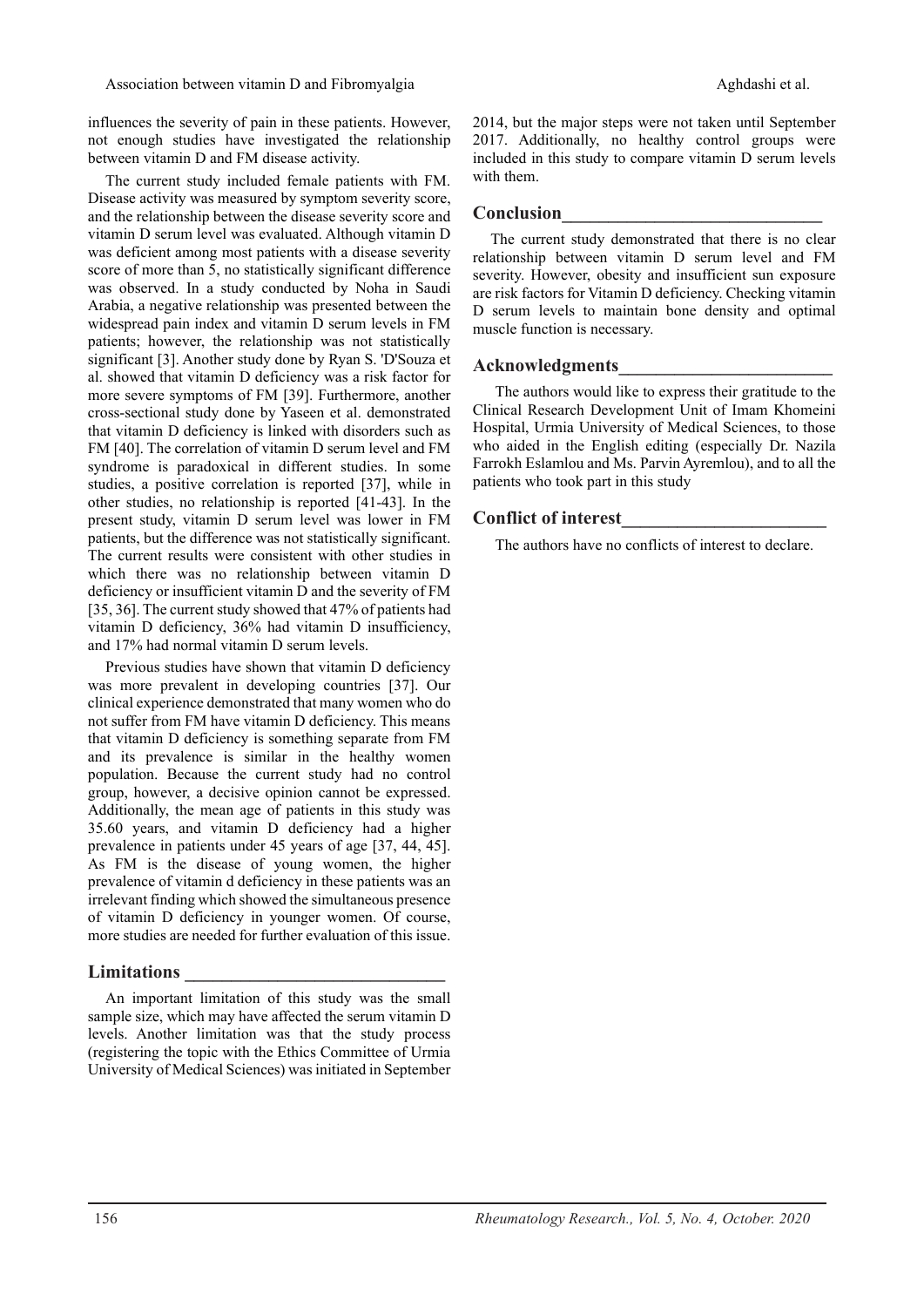influences the severity of pain in these patients. However, not enough studies have investigated the relationship between vitamin D and FM disease activity.

The current study included female patients with FM. Disease activity was measured by symptom severity score, and the relationship between the disease severity score and vitamin D serum level was evaluated. Although vitamin D was deficient among most patients with a disease severity score of more than 5, no statistically significant difference was observed. In a study conducted by Noha in Saudi Arabia, a negative relationship was presented between the widespread pain index and vitamin D serum levels in FM patients; however, the relationship was not statistically significant [3]. Another study done by Ryan S. 'D'Souza et al. showed that vitamin D deficiency was a risk factor for more severe symptoms of FM [39]. Furthermore, another cross-sectional study done by Yaseen et al. demonstrated that vitamin D deficiency is linked with disorders such as FM [40]. The correlation of vitamin D serum level and FM syndrome is paradoxical in different studies. In some studies, a positive correlation is reported [37], while in other studies, no relationship is reported [41-43]. In the present study, vitamin D serum level was lower in FM patients, but the difference was not statistically significant. The current results were consistent with other studies in which there was no relationship between vitamin D deficiency or insufficient vitamin D and the severity of FM [35, 36]. The current study showed that 47% of patients had vitamin D deficiency, 36% had vitamin D insufficiency, and 17% had normal vitamin D serum levels.

Previous studies have shown that vitamin D deficiency was more prevalent in developing countries [37]. Our clinical experience demonstrated that many women who do not suffer from FM have vitamin D deficiency. This means that vitamin D deficiency is something separate from FM and its prevalence is similar in the healthy women population. Because the current study had no control group, however, a decisive opinion cannot be expressed. Additionally, the mean age of patients in this study was 35.60 years, and vitamin D deficiency had a higher prevalence in patients under 45 years of age [37, 44, 45]. As FM is the disease of young women, the higher prevalence of vitamin d deficiency in these patients was an irrelevant finding which showed the simultaneous presence of vitamin D deficiency in younger women. Of course, more studies are needed for further evaluation of this issue.

## Limitations

An important limitation of this study was the small sample size, which may have affected the serum vitamin D levels. Another limitation was that the study process (registering the topic with the Ethics Committee of Urmia University of Medical Sciences) was initiated in September 2014, but the major steps were not taken until September 2017. Additionally, no healthy control groups were included in this study to compare vitamin D serum levels with them.

## Conclusion

The current study demonstrated that there is no clear relationship between vitamin D serum level and FM severity. However, obesity and insufficient sun exposure are risk factors for Vitamin D deficiency. Checking vitamin D serum levels to maintain bone density and optimal muscle function is necessary.

## Acknowledgments

The authors would like to express their gratitude to the Clinical Research Development Unit of Imam Khomeini Hospital, Urmia University of Medical Sciences, to those who aided in the English editing (especially Dr. Nazila Farrokh Eslamlou and Ms. Parvin Ayremlou), and to all the patients who took part in this study

## Conflict of interest

The authors have no conflicts of interest to declare.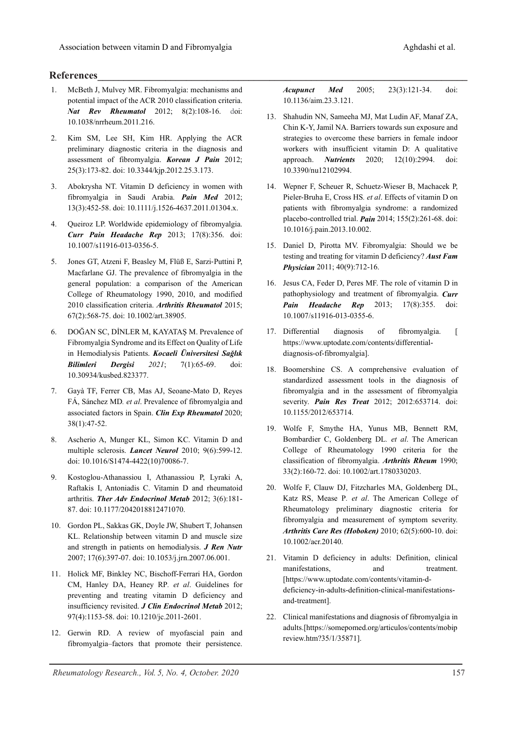## References

1. McBeth J, Mulvey MR. Fibromyalgia: mechanisms and potential impact of the ACR 2010 classification criteria. ***Nat Rev Rheumatol*** 2012; 8(2):108-16. doi: 10.1038/nrrheum.2011.216.

2. Kim SM, Lee SH, Kim HR. Applying the ACR preliminary diagnostic criteria in the diagnosis and assessment of fibromyalgia. ***Korean J Pain*** 2012; 25(3):173-82. doi: 10.3344/kjp.2012.25.3.173.

3. Abokrysha NT. Vitamin D deficiency in women with fibromyalgia in Saudi Arabia. ***Pain Med*** 2012; 13(3):452-58. doi: 10.1111/j.1526-4637.2011.01304.x.

4. Queiroz LP. Worldwide epidemiology of fibromyalgia. ***Curr Pain Headache Rep*** 2013; 17(8):356. doi: 10.1007/s11916-013-0356-5.

5. Jones GT, Atzeni F, Beasley M, Flüß E, Sarzi-Puttini P, Macfarlane GJ. The prevalence of fibromyalgia in the general population: a comparison of the American College of Rheumatology 1990, 2010, and modified 2010 classification criteria. ***Arthritis Rheumatol*** 2015; 67(2):568-75. doi: 10.1002/art.38905.

6. DOĞAN SC, DİNLER M, KAYATAŞ M. Prevalence of Fibromyalgia Syndrome and its Effect on Quality of Life in Hemodialysis Patients. ***Kocaeli Üniversitesi Sağlık Bilimleri Dergisi*** *2021*; 7(1):65-69. doi: 10.30934/kusbed.823377.

7. Gayà TF, Ferrer CB, Mas AJ, Seoane-Mato D, Reyes FÁ, Sánchez MD*. et al*. Prevalence of fibromyalgia and associated factors in Spain. ***Clin Exp Rheumatol*** 2020; 38(1):47-52.

8. Ascherio A, Munger KL, Simon KC. Vitamin D and multiple sclerosis. ***Lancet Neurol*** 2010; 9(6):599-12. doi: 10.1016/S1474-4422(10)70086-7.

9. Kostoglou-Athanassiou I, Athanassiou P, Lyraki A, Raftakis I, Antoniadis C. Vitamin D and rheumatoid arthritis. ***Ther Adv Endocrinol Metab*** 2012; 3(6):181-87. doi: 10.1177/2042018812471070.

10. Gordon PL, Sakkas GK, Doyle JW, Shubert T, Johansen KL. Relationship between vitamin D and muscle size and strength in patients on hemodialysis. ***J Ren Nutr*** 2007; 17(6):397-07. doi: 10.1053/j.jrn.2007.06.001.

11. Holick MF, Binkley NC, Bischoff-Ferrari HA, Gordon CM, Hanley DA, Heaney RP*. et al*. Guidelines for preventing and treating vitamin D deficiency and insufficiency revisited. ***J Clin Endocrinol Metab*** 2012; 97(4):1153-58. doi: 10.1210/jc.2011-2601.

12. Gerwin RD. A review of myofascial pain and fibromyalgia–factors that promote their persistence. ***Acupunct Med*** 2005; 23(3):121-34. doi: 10.1136/aim.23.3.121.

13. Shahudin NN, Sameeha MJ, Mat Ludin AF, Manaf ZA, Chin K-Y, Jamil NA. Barriers towards sun exposure and strategies to overcome these barriers in female indoor workers with insufficient vitamin D: A qualitative approach. ***Nutrients*** 2020; 12(10):2994. doi: 10.3390/nu12102994.

14. Wepner F, Scheuer R, Schuetz-Wieser B, Machacek P, Pieler-Bruha E, Cross HS*. et al*. Effects of vitamin D on patients with fibromyalgia syndrome: a randomized placebo-controlled trial. ***Pain*** 2014; 155(2):261-68. doi: 10.1016/j.pain.2013.10.002.

15. Daniel D, Pirotta MV. Fibromyalgia: Should we be testing and treating for vitamin D deficiency? ***Aust Fam Physician*** 2011; 40(9):712-16.

16. Jesus CA, Feder D, Peres MF. The role of vitamin D in pathophysiology and treatment of fibromyalgia. ***Curr Pain Headache Rep*** 2013; 17(8):355. doi: 10.1007/s11916-013-0355-6.

17. Differential diagnosis of fibromyalgia. [ https://www.uptodate.com/contents/differential-diagnosis-of-fibromyalgia].

18. Boomershine CS. A comprehensive evaluation of standardized assessment tools in the diagnosis of fibromyalgia and in the assessment of fibromyalgia severity. ***Pain Res Treat*** 2012; 2012:653714. doi: 10.1155/2012/653714.

19. Wolfe F, Smythe HA, Yunus MB, Bennett RM, Bombardier C, Goldenberg DL*. et al*. The American College of Rheumatology 1990 criteria for the classification of fibromyalgia. ***Arthritis Rheum*** 1990; 33(2):160-72. doi: 10.1002/art.1780330203.

20. Wolfe F, Clauw DJ, Fitzcharles MA, Goldenberg DL, Katz RS, Mease P*. et al*. The American College of Rheumatology preliminary diagnostic criteria for fibromyalgia and measurement of symptom severity. ***Arthritis Care Res (Hoboken)*** 2010; 62(5):600-10. doi: 10.1002/acr.20140.

21. Vitamin D deficiency in adults: Definition, clinical manifestations, and treatment. [https://www.uptodate.com/contents/vitamin-d-deficiency-in-adults-definition-clinical-manifestations-and-treatment].

22. Clinical manifestations and diagnosis of fibromyalgia in adults.[https://somepomed.org/articulos/contents/mobipreview.htm?35/1/35871].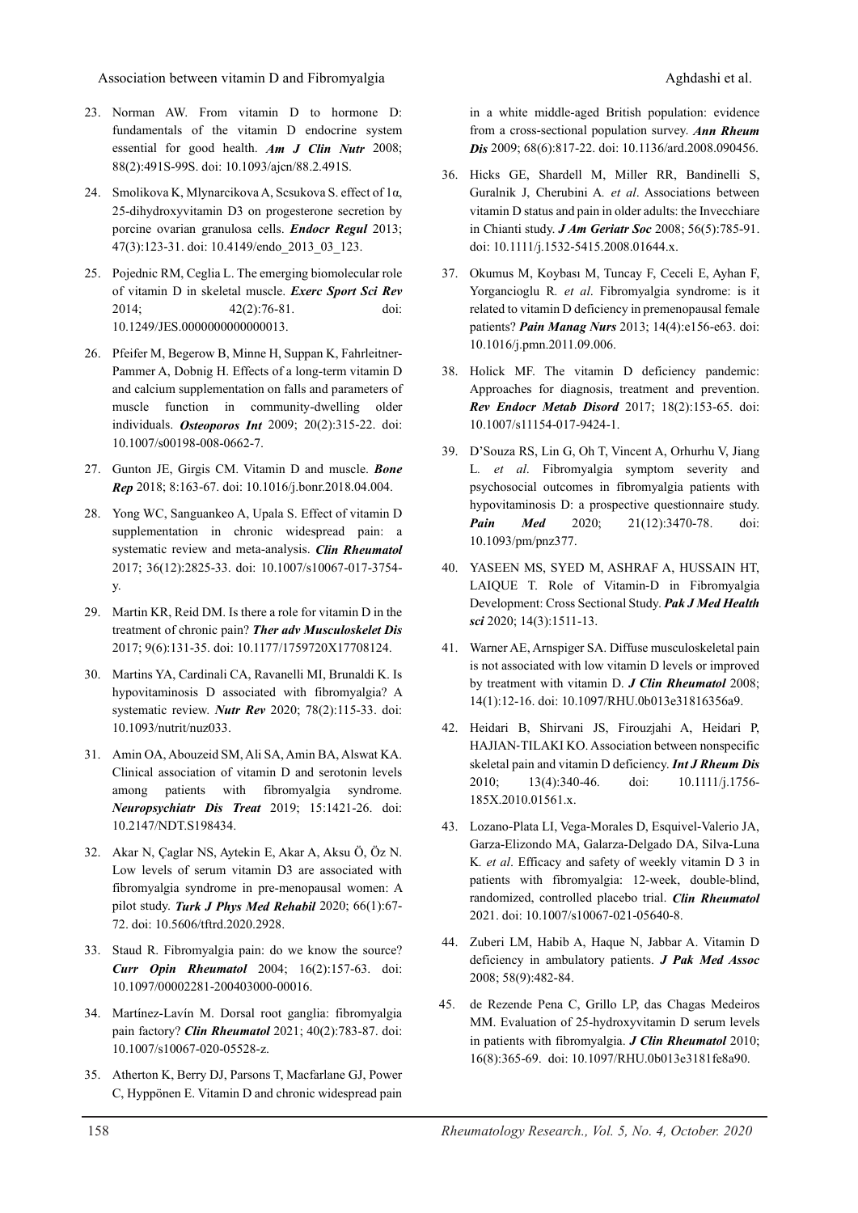23. Norman AW. From vitamin D to hormone D: fundamentals of the vitamin D endocrine system essential for good health. ***Am J Clin Nutr*** 2008; 88(2):491S-99S. doi: 10.1093/ajcn/88.2.491S.

24. Smolikova K, Mlynarcikova A, Scsukova S. effect of 1α, 25-dihydroxyvitamin D3 on progesterone secretion by porcine ovarian granulosa cells. ***Endocr Regul*** 2013; 47(3):123-31. doi: 10.4149/endo_2013_03_123.

25. Pojednic RM, Ceglia L. The emerging biomolecular role of vitamin D in skeletal muscle. ***Exerc Sport Sci Rev*** 2014; 42(2):76-81. doi: 10.1249/JES.0000000000000013.

26. Pfeifer M, Begerow B, Minne H, Suppan K, Fahrleitner-Pammer A, Dobnig H. Effects of a long-term vitamin D and calcium supplementation on falls and parameters of muscle function in community-dwelling older individuals. ***Osteoporos Int*** 2009; 20(2):315-22. doi: 10.1007/s00198-008-0662-7.

27. Gunton JE, Girgis CM. Vitamin D and muscle. ***Bone Rep*** 2018; 8:163-67. doi: 10.1016/j.bonr.2018.04.004.

28. Yong WC, Sanguankeo A, Upala S. Effect of vitamin D supplementation in chronic widespread pain: a systematic review and meta-analysis. ***Clin Rheumatol*** 2017; 36(12):2825-33. doi: 10.1007/s10067-017-3754-y.

29. Martin KR, Reid DM. Is there a role for vitamin D in the treatment of chronic pain? ***Ther adv Musculoskelet Dis*** 2017; 9(6):131-35. doi: 10.1177/1759720X17708124.

30. Martins YA, Cardinali CA, Ravanelli MI, Brunaldi K. Is hypovitaminosis D associated with fibromyalgia? A systematic review. ***Nutr Rev*** 2020; 78(2):115-33. doi: 10.1093/nutrit/nuz033.

31. Amin OA, Abouzeid SM, Ali SA, Amin BA, Alswat KA. Clinical association of vitamin D and serotonin levels among patients with fibromyalgia syndrome. ***Neuropsychiatr Dis Treat*** 2019; 15:1421-26. doi: 10.2147/NDT.S198434.

32. Akar N, Çaglar NS, Aytekin E, Akar A, Aksu Ö, Öz N. Low levels of serum vitamin D3 are associated with fibromyalgia syndrome in pre-menopausal women: A pilot study. ***Turk J Phys Med Rehabil*** 2020; 66(1):67-72. doi: 10.5606/tftrd.2020.2928.

33. Staud R. Fibromyalgia pain: do we know the source? ***Curr Opin Rheumatol*** 2004; 16(2):157-63. doi: 10.1097/00002281-200403000-00016.

34. Martínez-Lavín M. Dorsal root ganglia: fibromyalgia pain factory? ***Clin Rheumatol*** 2021; 40(2):783-87. doi: 10.1007/s10067-020-05528-z.

35. Atherton K, Berry DJ, Parsons T, Macfarlane GJ, Power C, Hyppönen E. Vitamin D and chronic widespread pain in a white middle-aged British population: evidence from a cross-sectional population survey. ***Ann Rheum Dis*** 2009; 68(6):817-22. doi: 10.1136/ard.2008.090456.

36. Hicks GE, Shardell M, Miller RR, Bandinelli S, Guralnik J, Cherubini A*. et al*. Associations between vitamin D status and pain in older adults: the Invecchiare in Chianti study. ***J Am Geriatr Soc*** 2008; 56(5):785-91. doi: 10.1111/j.1532-5415.2008.01644.x.

37. Okumus M, Koybası M, Tuncay F, Ceceli E, Ayhan F, Yorgancioglu R*. et al*. Fibromyalgia syndrome: is it related to vitamin D deficiency in premenopausal female patients? ***Pain Manag Nurs*** 2013; 14(4):e156-e63. doi: 10.1016/j.pmn.2011.09.006.

38. Holick MF. The vitamin D deficiency pandemic: Approaches for diagnosis, treatment and prevention. ***Rev Endocr Metab Disord*** 2017; 18(2):153-65. doi: 10.1007/s11154-017-9424-1.

39. D'Souza RS, Lin G, Oh T, Vincent A, Orhurhu V, Jiang L*. et al*. Fibromyalgia symptom severity and psychosocial outcomes in fibromyalgia patients with hypovitaminosis D: a prospective questionnaire study. ***Pain Med*** 2020; 21(12):3470-78. doi: 10.1093/pm/pnz377.

40. YASEEN MS, SYED M, ASHRAF A, HUSSAIN HT, LAIQUE T. Role of Vitamin-D in Fibromyalgia Development: Cross Sectional Study. ***Pak J Med Health sci*** 2020; 14(3):1511-13.

41. Warner AE, Arnspiger SA. Diffuse musculoskeletal pain is not associated with low vitamin D levels or improved by treatment with vitamin D. ***J Clin Rheumatol*** 2008; 14(1):12-16. doi: 10.1097/RHU.0b013e31816356a9.

42. Heidari B, Shirvani JS, Firouzjahi A, Heidari P, HAJIAN-TILAKI KO. Association between nonspecific skeletal pain and vitamin D deficiency. ***Int J Rheum Dis*** 2010; 13(4):340-46. doi: 10.1111/j.1756-185X.2010.01561.x.

43. Lozano-Plata LI, Vega-Morales D, Esquivel-Valerio JA, Garza-Elizondo MA, Galarza-Delgado DA, Silva-Luna K*. et al*. Efficacy and safety of weekly vitamin D 3 in patients with fibromyalgia: 12-week, double-blind, randomized, controlled placebo trial. ***Clin Rheumatol*** 2021. doi: 10.1007/s10067-021-05640-8.

44. Zuberi LM, Habib A, Haque N, Jabbar A. Vitamin D deficiency in ambulatory patients. ***J Pak Med Assoc*** 2008; 58(9):482-84.

45. de Rezende Pena C, Grillo LP, das Chagas Medeiros MM. Evaluation of 25-hydroxyvitamin D serum levels in patients with fibromyalgia. ***J Clin Rheumatol*** 2010; 16(8):365-69. doi: 10.1097/RHU.0b013e3181fe8a90.